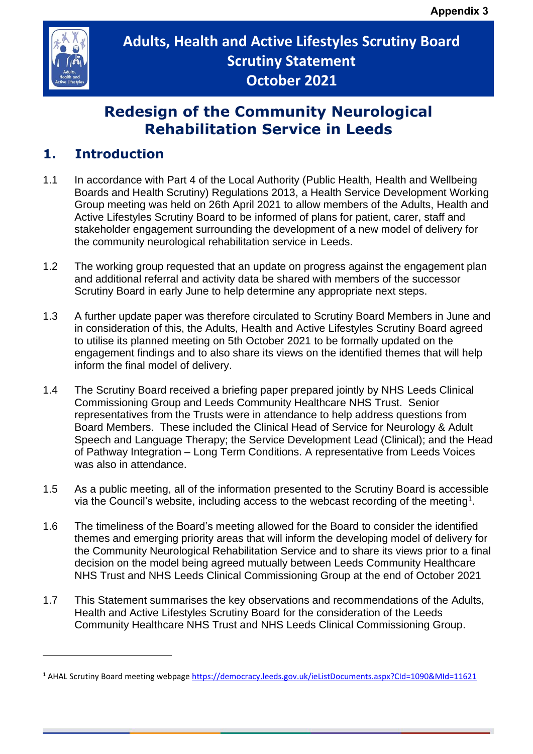Appendix 3

# Adults, Health and Active Lifestyles Scrutiny Board
# Scrutiny Statement
# October 2021

# Redesign of the Community Neurological Rehabilitation Service in Leeds

## 1. Introduction

1.1 In accordance with Part 4 of the Local Authority (Public Health, Health and Wellbeing Boards and Health Scrutiny) Regulations 2013, a Health Service Development Working Group meeting was held on 26th April 2021 to allow members of the Adults, Health and Active Lifestyles Scrutiny Board to be informed of plans for patient, carer, staff and stakeholder engagement surrounding the development of a new model of delivery for the community neurological rehabilitation service in Leeds.

1.2 The working group requested that an update on progress against the engagement plan and additional referral and activity data be shared with members of the successor Scrutiny Board in early June to help determine any appropriate next steps.

1.3 A further update paper was therefore circulated to Scrutiny Board Members in June and in consideration of this, the Adults, Health and Active Lifestyles Scrutiny Board agreed to utilise its planned meeting on 5th October 2021 to be formally updated on the engagement findings and to also share its views on the identified themes that will help inform the final model of delivery.

1.4 The Scrutiny Board received a briefing paper prepared jointly by NHS Leeds Clinical Commissioning Group and Leeds Community Healthcare NHS Trust. Senior representatives from the Trusts were in attendance to help address questions from Board Members. These included the Clinical Head of Service for Neurology & Adult Speech and Language Therapy; the Service Development Lead (Clinical); and the Head of Pathway Integration – Long Term Conditions. A representative from Leeds Voices was also in attendance.

1.5 As a public meeting, all of the information presented to the Scrutiny Board is accessible via the Council's website, including access to the webcast recording of the meeting[1].

1.6 The timeliness of the Board's meeting allowed for the Board to consider the identified themes and emerging priority areas that will inform the developing model of delivery for the Community Neurological Rehabilitation Service and to share its views prior to a final decision on the model being agreed mutually between Leeds Community Healthcare NHS Trust and NHS Leeds Clinical Commissioning Group at the end of October 2021

1.7 This Statement summarises the key observations and recommendations of the Adults, Health and Active Lifestyles Scrutiny Board for the consideration of the Leeds Community Healthcare NHS Trust and NHS Leeds Clinical Commissioning Group.

---

[1] AHAL Scrutiny Board meeting webpage https://democracy.leeds.gov.uk/ieListDocuments.aspx?CId=1090&MId=11621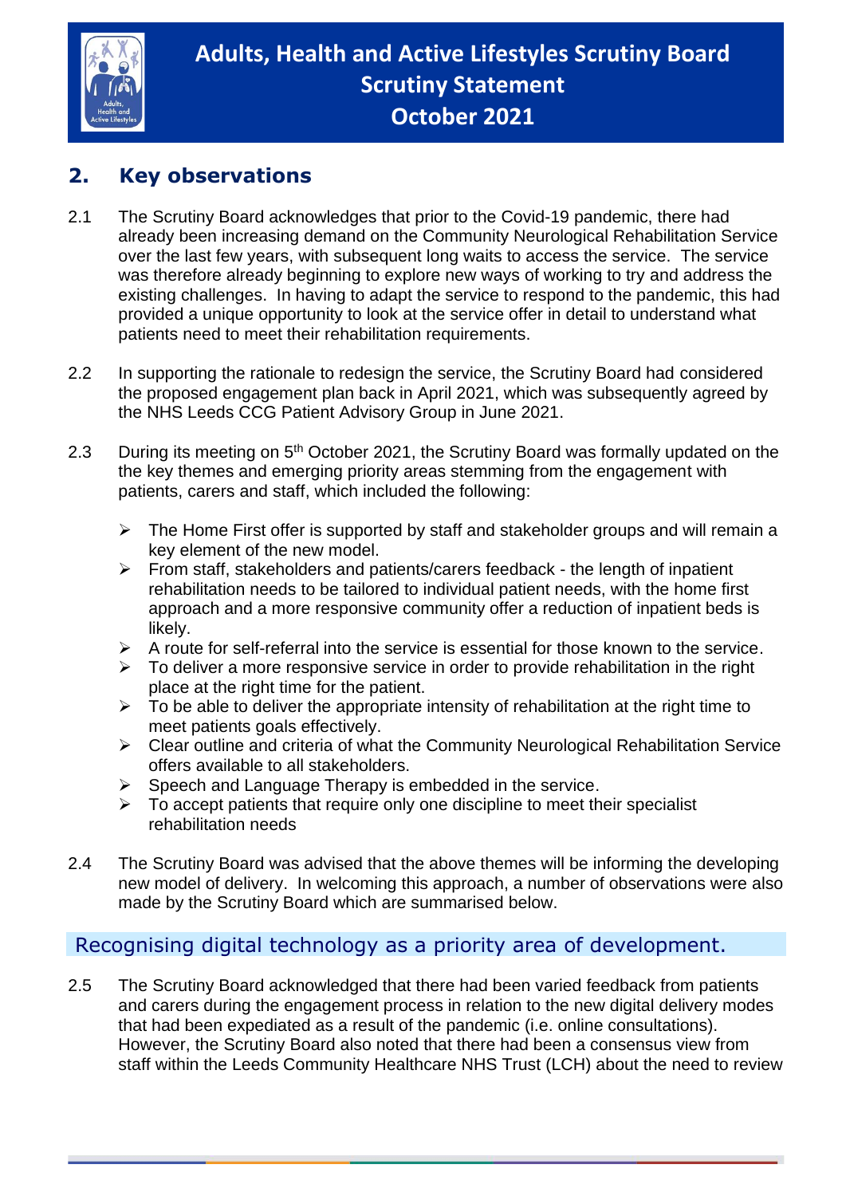## 2. Key observations

2.1 The Scrutiny Board acknowledges that prior to the Covid-19 pandemic, there had already been increasing demand on the Community Neurological Rehabilitation Service over the last few years, with subsequent long waits to access the service. The service was therefore already beginning to explore new ways of working to try and address the existing challenges. In having to adapt the service to respond to the pandemic, this had provided a unique opportunity to look at the service offer in detail to understand what patients need to meet their rehabilitation requirements.

2.2 In supporting the rationale to redesign the service, the Scrutiny Board had considered the proposed engagement plan back in April 2021, which was subsequently agreed by the NHS Leeds CCG Patient Advisory Group in June 2021.

2.3 During its meeting on 5th October 2021, the Scrutiny Board was formally updated on the the key themes and emerging priority areas stemming from the engagement with patients, carers and staff, which included the following:

- The Home First offer is supported by staff and stakeholder groups and will remain a key element of the new model.
- From staff, stakeholders and patients/carers feedback - the length of inpatient rehabilitation needs to be tailored to individual patient needs, with the home first approach and a more responsive community offer a reduction of inpatient beds is likely.
- A route for self-referral into the service is essential for those known to the service.
- To deliver a more responsive service in order to provide rehabilitation in the right place at the right time for the patient.
- To be able to deliver the appropriate intensity of rehabilitation at the right time to meet patients goals effectively.
- Clear outline and criteria of what the Community Neurological Rehabilitation Service offers available to all stakeholders.
- Speech and Language Therapy is embedded in the service.
- To accept patients that require only one discipline to meet their specialist rehabilitation needs

2.4 The Scrutiny Board was advised that the above themes will be informing the developing new model of delivery. In welcoming this approach, a number of observations were also made by the Scrutiny Board which are summarised below.

### Recognising digital technology as a priority area of development.

2.5 The Scrutiny Board acknowledged that there had been varied feedback from patients and carers during the engagement process in relation to the new digital delivery modes that had been expediated as a result of the pandemic (i.e. online consultations). However, the Scrutiny Board also noted that there had been a consensus view from staff within the Leeds Community Healthcare NHS Trust (LCH) about the need to review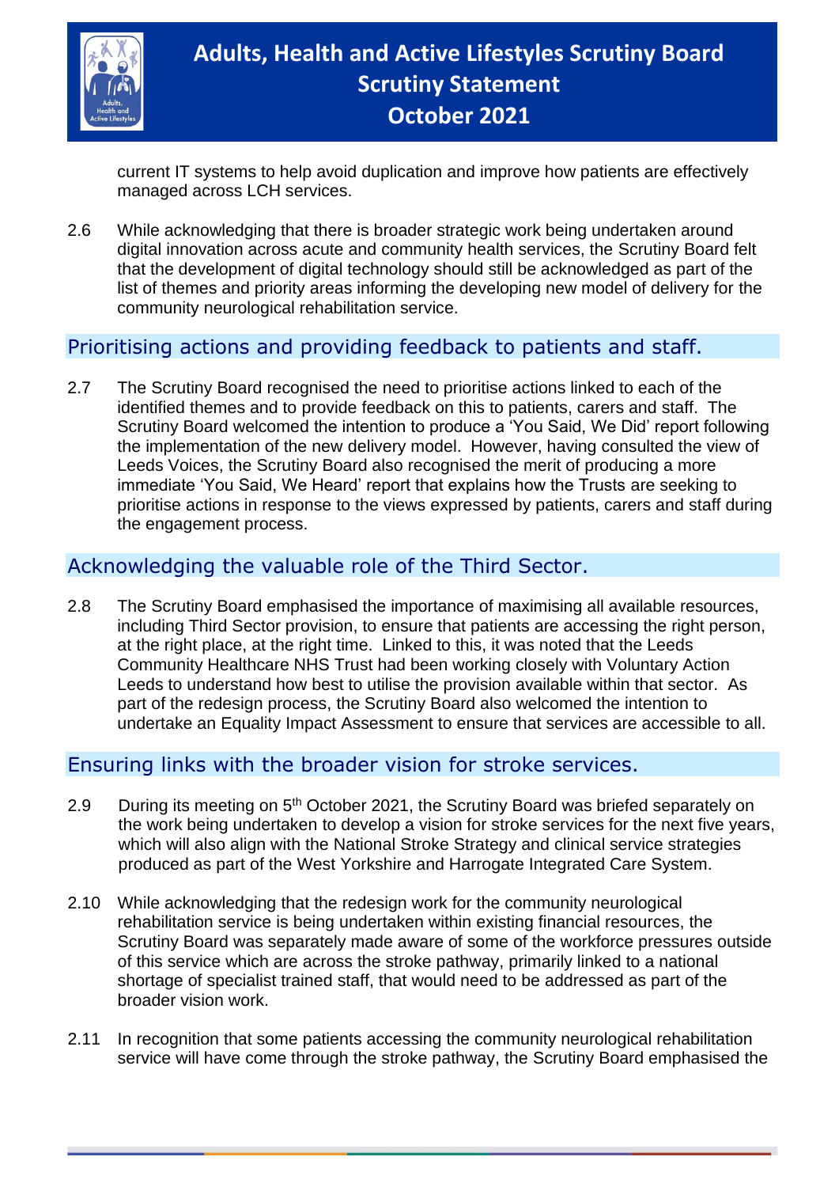current IT systems to help avoid duplication and improve how patients are effectively managed across LCH services.

2.6 While acknowledging that there is broader strategic work being undertaken around digital innovation across acute and community health services, the Scrutiny Board felt that the development of digital technology should still be acknowledged as part of the list of themes and priority areas informing the developing new model of delivery for the community neurological rehabilitation service.

## Prioritising actions and providing feedback to patients and staff.

2.7 The Scrutiny Board recognised the need to prioritise actions linked to each of the identified themes and to provide feedback on this to patients, carers and staff. The Scrutiny Board welcomed the intention to produce a 'You Said, We Did' report following the implementation of the new delivery model. However, having consulted the view of Leeds Voices, the Scrutiny Board also recognised the merit of producing a more immediate 'You Said, We Heard' report that explains how the Trusts are seeking to prioritise actions in response to the views expressed by patients, carers and staff during the engagement process.

## Acknowledging the valuable role of the Third Sector.

2.8 The Scrutiny Board emphasised the importance of maximising all available resources, including Third Sector provision, to ensure that patients are accessing the right person, at the right place, at the right time. Linked to this, it was noted that the Leeds Community Healthcare NHS Trust had been working closely with Voluntary Action Leeds to understand how best to utilise the provision available within that sector. As part of the redesign process, the Scrutiny Board also welcomed the intention to undertake an Equality Impact Assessment to ensure that services are accessible to all.

## Ensuring links with the broader vision for stroke services.

2.9 During its meeting on 5th October 2021, the Scrutiny Board was briefed separately on the work being undertaken to develop a vision for stroke services for the next five years, which will also align with the National Stroke Strategy and clinical service strategies produced as part of the West Yorkshire and Harrogate Integrated Care System.

2.10 While acknowledging that the redesign work for the community neurological rehabilitation service is being undertaken within existing financial resources, the Scrutiny Board was separately made aware of some of the workforce pressures outside of this service which are across the stroke pathway, primarily linked to a national shortage of specialist trained staff, that would need to be addressed as part of the broader vision work.

2.11 In recognition that some patients accessing the community neurological rehabilitation service will have come through the stroke pathway, the Scrutiny Board emphasised the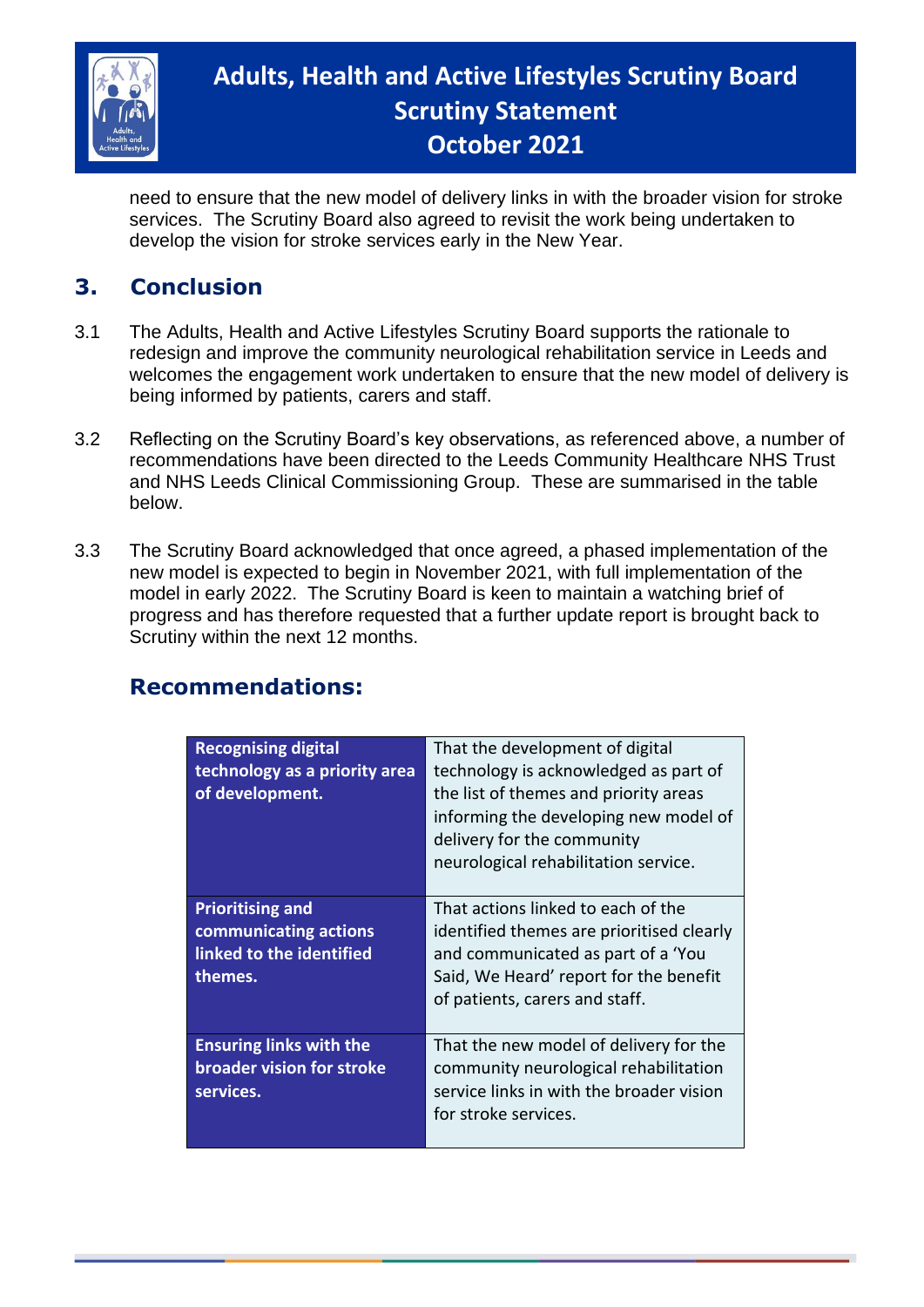need to ensure that the new model of delivery links in with the broader vision for stroke services. The Scrutiny Board also agreed to revisit the work being undertaken to develop the vision for stroke services early in the New Year.

## 3. Conclusion

3.1 The Adults, Health and Active Lifestyles Scrutiny Board supports the rationale to redesign and improve the community neurological rehabilitation service in Leeds and welcomes the engagement work undertaken to ensure that the new model of delivery is being informed by patients, carers and staff.

3.2 Reflecting on the Scrutiny Board's key observations, as referenced above, a number of recommendations have been directed to the Leeds Community Healthcare NHS Trust and NHS Leeds Clinical Commissioning Group. These are summarised in the table below.

3.3 The Scrutiny Board acknowledged that once agreed, a phased implementation of the new model is expected to begin in November 2021, with full implementation of the model in early 2022. The Scrutiny Board is keen to maintain a watching brief of progress and has therefore requested that a further update report is brought back to Scrutiny within the next 12 months.

## Recommendations:

| | |
|---|---|
| **Recognising digital technology as a priority area of development.** | That the development of digital technology is acknowledged as part of the list of themes and priority areas informing the developing new model of delivery for the community neurological rehabilitation service. |
| **Prioritising and communicating actions linked to the identified themes.** | That actions linked to each of the identified themes are prioritised clearly and communicated as part of a 'You Said, We Heard' report for the benefit of patients, carers and staff. |
| **Ensuring links with the broader vision for stroke services.** | That the new model of delivery for the community neurological rehabilitation service links in with the broader vision for stroke services. |